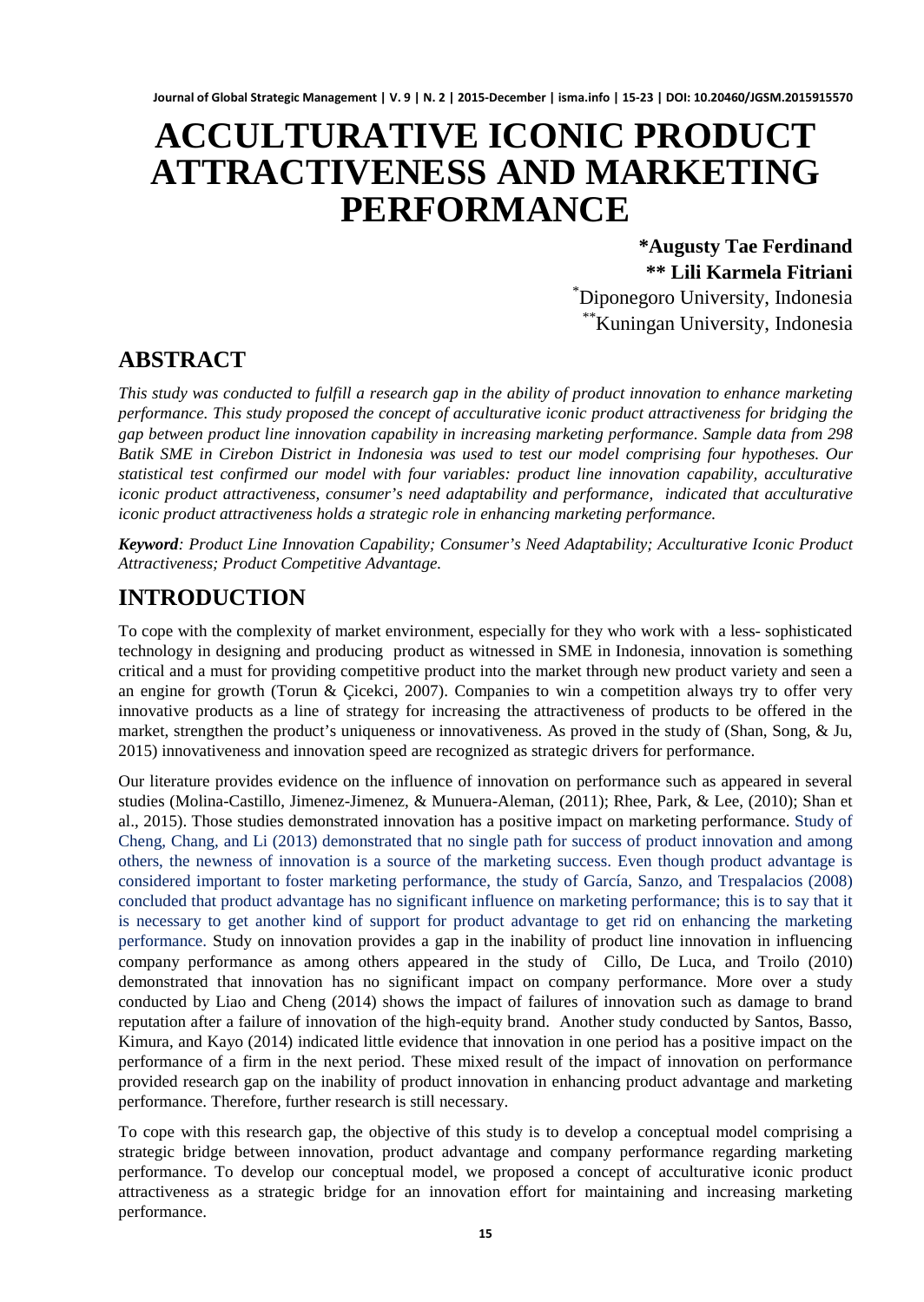# ACCULTURATIVE ICONIC PRODUCT ATTRACTIVENESS AND MARKETING PERFORMANCE

**\*Augusty Tae Ferdinand**
**\*\* Lili Karmela Fitriani**
[*]Diponegoro University, Indonesia
[**]Kuningan University, Indonesia

## ABSTRACT

*This study was conducted to fulfill a research gap in the ability of product innovation to enhance marketing performance. This study proposed the concept of acculturative iconic product attractiveness for bridging the gap between product line innovation capability in increasing marketing performance. Sample data from 298 Batik SME in Cirebon District in Indonesia was used to test our model comprising four hypotheses. Our statistical test confirmed our model with four variables: product line innovation capability, acculturative iconic product attractiveness, consumer's need adaptability and performance, indicated that acculturative iconic product attractiveness holds a strategic role in enhancing marketing performance.*

***Keyword**: Product Line Innovation Capability; Consumer's Need Adaptability; Acculturative Iconic Product Attractiveness; Product Competitive Advantage.*

## INTRODUCTION

To cope with the complexity of market environment, especially for they who work with a less- sophisticated technology in designing and producing product as witnessed in SME in Indonesia, innovation is something critical and a must for providing competitive product into the market through new product variety and seen a an engine for growth (Torun & Çicekci, 2007). Companies to win a competition always try to offer very innovative products as a line of strategy for increasing the attractiveness of products to be offered in the market, strengthen the product's uniqueness or innovativeness. As proved in the study of (Shan, Song, & Ju, 2015) innovativeness and innovation speed are recognized as strategic drivers for performance.

Our literature provides evidence on the influence of innovation on performance such as appeared in several studies (Molina-Castillo, Jimenez-Jimenez, & Munuera-Aleman, (2011); Rhee, Park, & Lee, (2010); Shan et al., 2015). Those studies demonstrated innovation has a positive impact on marketing performance. Study of Cheng, Chang, and Li (2013) demonstrated that no single path for success of product innovation and among others, the newness of innovation is a source of the marketing success. Even though product advantage is considered important to foster marketing performance, the study of García, Sanzo, and Trespalacios (2008) concluded that product advantage has no significant influence on marketing performance; this is to say that it is necessary to get another kind of support for product advantage to get rid on enhancing the marketing performance. Study on innovation provides a gap in the inability of product line innovation in influencing company performance as among others appeared in the study of Cillo, De Luca, and Troilo (2010) demonstrated that innovation has no significant impact on company performance. More over a study conducted by Liao and Cheng (2014) shows the impact of failures of innovation such as damage to brand reputation after a failure of innovation of the high-equity brand. Another study conducted by Santos, Basso, Kimura, and Kayo (2014) indicated little evidence that innovation in one period has a positive impact on the performance of a firm in the next period. These mixed result of the impact of innovation on performance provided research gap on the inability of product innovation in enhancing product advantage and marketing performance. Therefore, further research is still necessary.

To cope with this research gap, the objective of this study is to develop a conceptual model comprising a strategic bridge between innovation, product advantage and company performance regarding marketing performance. To develop our conceptual model, we proposed a concept of acculturative iconic product attractiveness as a strategic bridge for an innovation effort for maintaining and increasing marketing performance.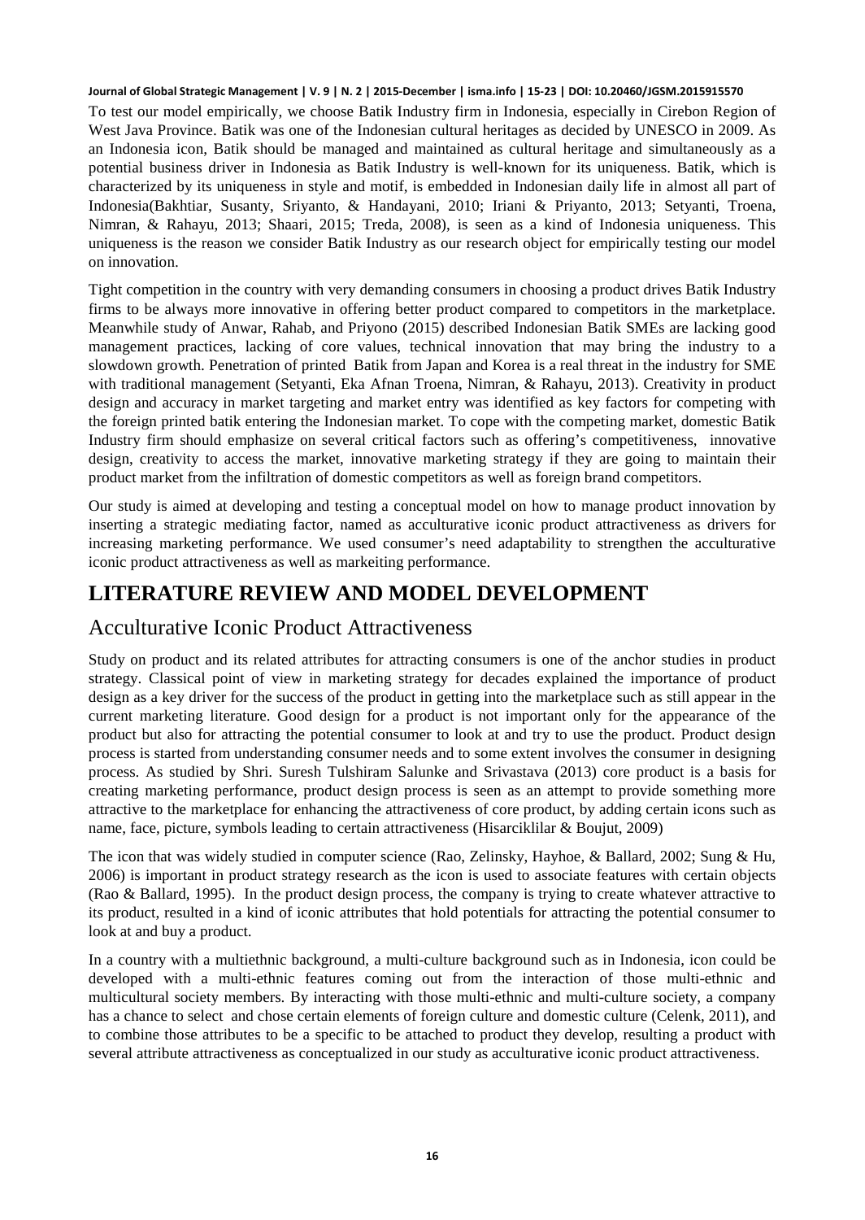To test our model empirically, we choose Batik Industry firm in Indonesia, especially in Cirebon Region of West Java Province. Batik was one of the Indonesian cultural heritages as decided by UNESCO in 2009. As an Indonesia icon, Batik should be managed and maintained as cultural heritage and simultaneously as a potential business driver in Indonesia as Batik Industry is well-known for its uniqueness. Batik, which is characterized by its uniqueness in style and motif, is embedded in Indonesian daily life in almost all part of Indonesia(Bakhtiar, Susanty, Sriyanto, & Handayani, 2010; Iriani & Priyanto, 2013; Setyanti, Troena, Nimran, & Rahayu, 2013; Shaari, 2015; Treda, 2008), is seen as a kind of Indonesia uniqueness. This uniqueness is the reason we consider Batik Industry as our research object for empirically testing our model on innovation.

Tight competition in the country with very demanding consumers in choosing a product drives Batik Industry firms to be always more innovative in offering better product compared to competitors in the marketplace. Meanwhile study of Anwar, Rahab, and Priyono (2015) described Indonesian Batik SMEs are lacking good management practices, lacking of core values, technical innovation that may bring the industry to a slowdown growth. Penetration of printed Batik from Japan and Korea is a real threat in the industry for SME with traditional management (Setyanti, Eka Afnan Troena, Nimran, & Rahayu, 2013). Creativity in product design and accuracy in market targeting and market entry was identified as key factors for competing with the foreign printed batik entering the Indonesian market. To cope with the competing market, domestic Batik Industry firm should emphasize on several critical factors such as offering's competitiveness, innovative design, creativity to access the market, innovative marketing strategy if they are going to maintain their product market from the infiltration of domestic competitors as well as foreign brand competitors.

Our study is aimed at developing and testing a conceptual model on how to manage product innovation by inserting a strategic mediating factor, named as acculturative iconic product attractiveness as drivers for increasing marketing performance. We used consumer's need adaptability to strengthen the acculturative iconic product attractiveness as well as markeiting performance.

# LITERATURE REVIEW AND MODEL DEVELOPMENT

## Acculturative Iconic Product Attractiveness

Study on product and its related attributes for attracting consumers is one of the anchor studies in product strategy. Classical point of view in marketing strategy for decades explained the importance of product design as a key driver for the success of the product in getting into the marketplace such as still appear in the current marketing literature. Good design for a product is not important only for the appearance of the product but also for attracting the potential consumer to look at and try to use the product. Product design process is started from understanding consumer needs and to some extent involves the consumer in designing process. As studied by Shri. Suresh Tulshiram Salunke and Srivastava (2013) core product is a basis for creating marketing performance, product design process is seen as an attempt to provide something more attractive to the marketplace for enhancing the attractiveness of core product, by adding certain icons such as name, face, picture, symbols leading to certain attractiveness (Hisarciklilar & Boujut, 2009)

The icon that was widely studied in computer science (Rao, Zelinsky, Hayhoe, & Ballard, 2002; Sung & Hu, 2006) is important in product strategy research as the icon is used to associate features with certain objects (Rao & Ballard, 1995). In the product design process, the company is trying to create whatever attractive to its product, resulted in a kind of iconic attributes that hold potentials for attracting the potential consumer to look at and buy a product.

In a country with a multiethnic background, a multi-culture background such as in Indonesia, icon could be developed with a multi-ethnic features coming out from the interaction of those multi-ethnic and multicultural society members. By interacting with those multi-ethnic and multi-culture society, a company has a chance to select and chose certain elements of foreign culture and domestic culture (Celenk, 2011), and to combine those attributes to be a specific to be attached to product they develop, resulting a product with several attribute attractiveness as conceptualized in our study as acculturative iconic product attractiveness.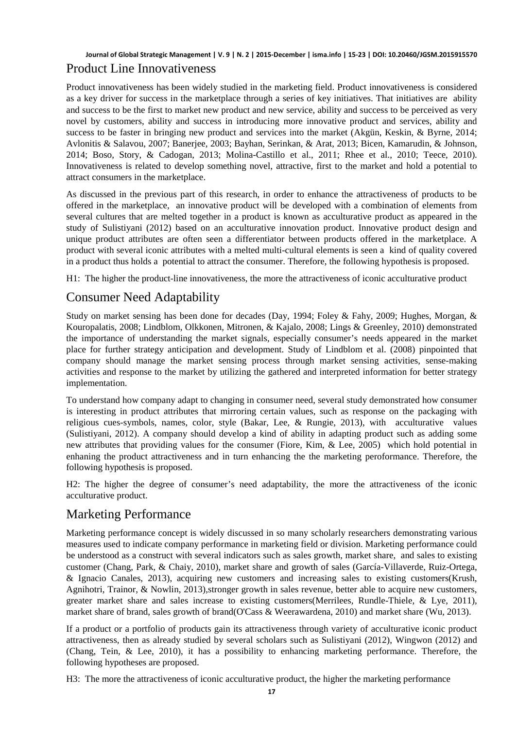## Product Line Innovativeness

Product innovativeness has been widely studied in the marketing field. Product innovativeness is considered as a key driver for success in the marketplace through a series of key initiatives. That initiatives are ability and success to be the first to market new product and new service, ability and success to be perceived as very novel by customers, ability and success in introducing more innovative product and services, ability and success to be faster in bringing new product and services into the market (Akgün, Keskin, & Byrne, 2014; Avlonitis & Salavou, 2007; Banerjee, 2003; Bayhan, Serinkan, & Arat, 2013; Bicen, Kamarudin, & Johnson, 2014; Boso, Story, & Cadogan, 2013; Molina-Castillo et al., 2011; Rhee et al., 2010; Teece, 2010). Innovativeness is related to develop something novel, attractive, first to the market and hold a potential to attract consumers in the marketplace.

As discussed in the previous part of this research, in order to enhance the attractiveness of products to be offered in the marketplace, an innovative product will be developed with a combination of elements from several cultures that are melted together in a product is known as acculturative product as appeared in the study of Sulistiyani (2012) based on an acculturative innovation product. Innovative product design and unique product attributes are often seen a differentiator between products offered in the marketplace. A product with several iconic attributes with a melted multi-cultural elements is seen a kind of quality covered in a product thus holds a potential to attract the consumer. Therefore, the following hypothesis is proposed.

H1: The higher the product-line innovativeness, the more the attractiveness of iconic acculturative product

## Consumer Need Adaptability

Study on market sensing has been done for decades (Day, 1994; Foley & Fahy, 2009; Hughes, Morgan, & Kouropalatis, 2008; Lindblom, Olkkonen, Mitronen, & Kajalo, 2008; Lings & Greenley, 2010) demonstrated the importance of understanding the market signals, especially consumer's needs appeared in the market place for further strategy anticipation and development. Study of Lindblom et al. (2008) pinpointed that company should manage the market sensing process through market sensing activities, sense-making activities and response to the market by utilizing the gathered and interpreted information for better strategy implementation.

To understand how company adapt to changing in consumer need, several study demonstrated how consumer is interesting in product attributes that mirroring certain values, such as response on the packaging with religious cues-symbols, names, color, style (Bakar, Lee, & Rungie, 2013), with acculturative values (Sulistiyani, 2012). A company should develop a kind of ability in adapting product such as adding some new attributes that providing values for the consumer (Fiore, Kim, & Lee, 2005) which hold potential in enhaning the product attractiveness and in turn enhancing the the marketing peroformance. Therefore, the following hypothesis is proposed.

H2: The higher the degree of consumer's need adaptability, the more the attractiveness of the iconic acculturative product.

## Marketing Performance

Marketing performance concept is widely discussed in so many scholarly researchers demonstrating various measures used to indicate company performance in marketing field or division. Marketing performance could be understood as a construct with several indicators such as sales growth, market share, and sales to existing customer (Chang, Park, & Chaiy, 2010), market share and growth of sales (García-Villaverde, Ruiz-Ortega, & Ignacio Canales, 2013), acquiring new customers and increasing sales to existing customers(Krush, Agnihotri, Trainor, & Nowlin, 2013),stronger growth in sales revenue, better able to acquire new customers, greater market share and sales increase to existing customers(Merrilees, Rundle-Thiele, & Lye, 2011), market share of brand, sales growth of brand(O'Cass & Weerawardena, 2010) and market share (Wu, 2013).

If a product or a portfolio of products gain its attractiveness through variety of acculturative iconic product attractiveness, then as already studied by several scholars such as Sulistiyani (2012), Wingwon (2012) and (Chang, Tein, & Lee, 2010), it has a possibility to enhancing marketing performance. Therefore, the following hypotheses are proposed.

H3: The more the attractiveness of iconic acculturative product, the higher the marketing performance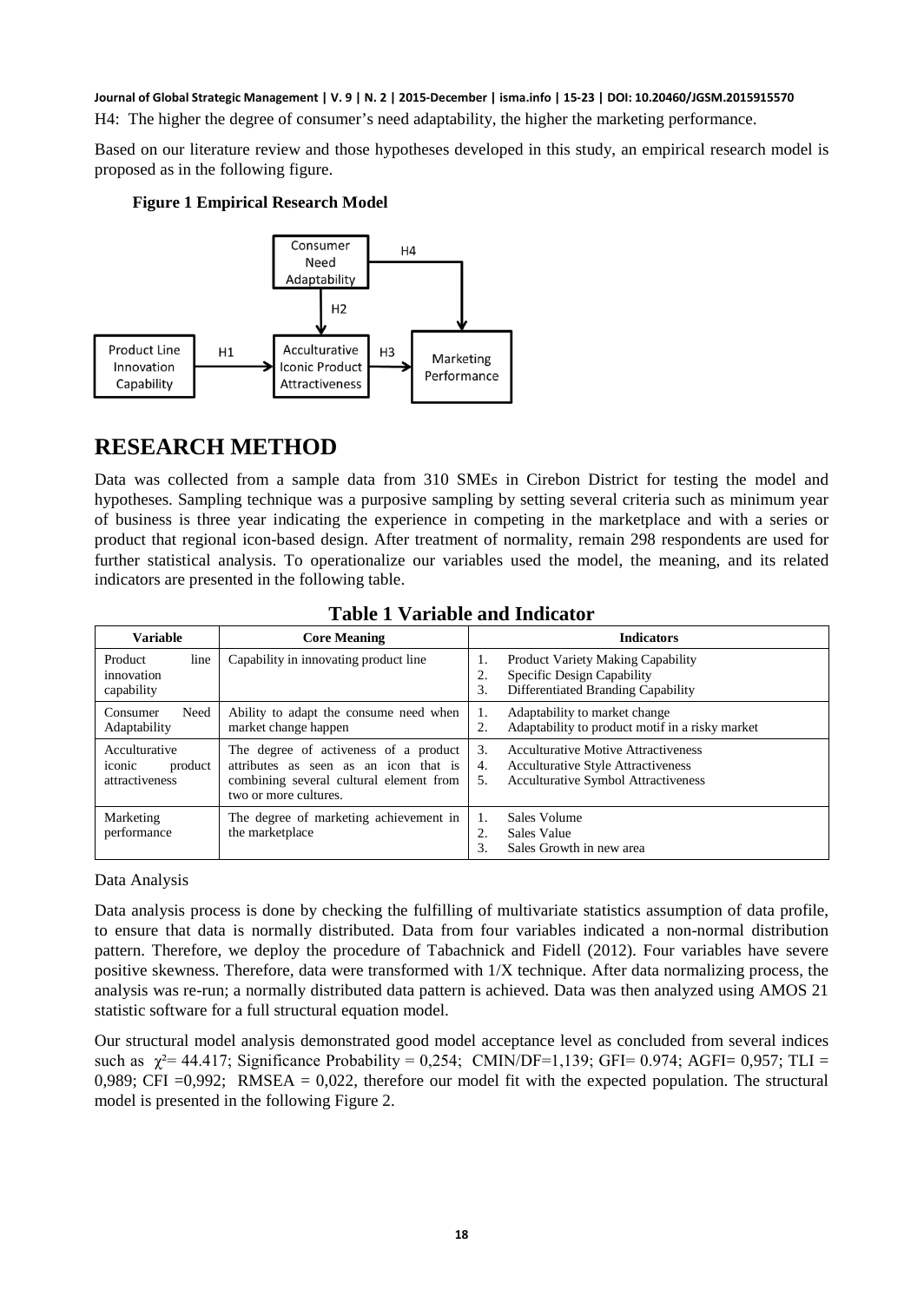H4: The higher the degree of consumer's need adaptability, the higher the marketing performance.

Based on our literature review and those hypotheses developed in this study, an empirical research model is proposed as in the following figure.

**Figure 1 Empirical Research Model**

# RESEARCH METHOD

Data was collected from a sample data from 310 SMEs in Cirebon District for testing the model and hypotheses. Sampling technique was a purposive sampling by setting several criteria such as minimum year of business is three year indicating the experience in competing in the marketplace and with a series or product that regional icon-based design. After treatment of normality, remain 298 respondents are used for further statistical analysis. To operationalize our variables used the model, the meaning, and its related indicators are presented in the following table.

**Table 1 Variable and Indicator**

| Variable | Core Meaning | Indicators |
| --- | --- | --- |
| Product line innovation capability | Capability in innovating product line | 1. Product Variety Making Capability<br>2. Specific Design Capability<br>3. Differentiated Branding Capability |
| Consumer Need Adaptability | Ability to adapt the consume need when market change happen | 1. Adaptability to market change<br>2. Adaptability to product motif in a risky market |
| Acculturative iconic product attractiveness | The degree of activeness of a product attributes as seen as an icon that is combining several cultural element from two or more cultures. | 3. Acculturative Motive Attractiveness<br>4. Acculturative Style Attractiveness<br>5. Acculturative Symbol Attractiveness |
| Marketing performance | The degree of marketing achievement in the marketplace | 1. Sales Volume<br>2. Sales Value<br>3. Sales Growth in new area |

Data Analysis

Data analysis process is done by checking the fulfilling of multivariate statistics assumption of data profile, to ensure that data is normally distributed. Data from four variables indicated a non-normal distribution pattern. Therefore, we deploy the procedure of Tabachnick and Fidell (2012). Four variables have severe positive skewness. Therefore, data were transformed with 1/X technique. After data normalizing process, the analysis was re-run; a normally distributed data pattern is achieved. Data was then analyzed using AMOS 21 statistic software for a full structural equation model.

Our structural model analysis demonstrated good model acceptance level as concluded from several indices such as $\chi^2$= 44.417; Significance Probability = 0,254; CMIN/DF=1,139; GFI= 0.974; AGFI= 0,957; TLI = 0,989; CFI =0,992; RMSEA = 0,022, therefore our model fit with the expected population. The structural model is presented in the following Figure 2.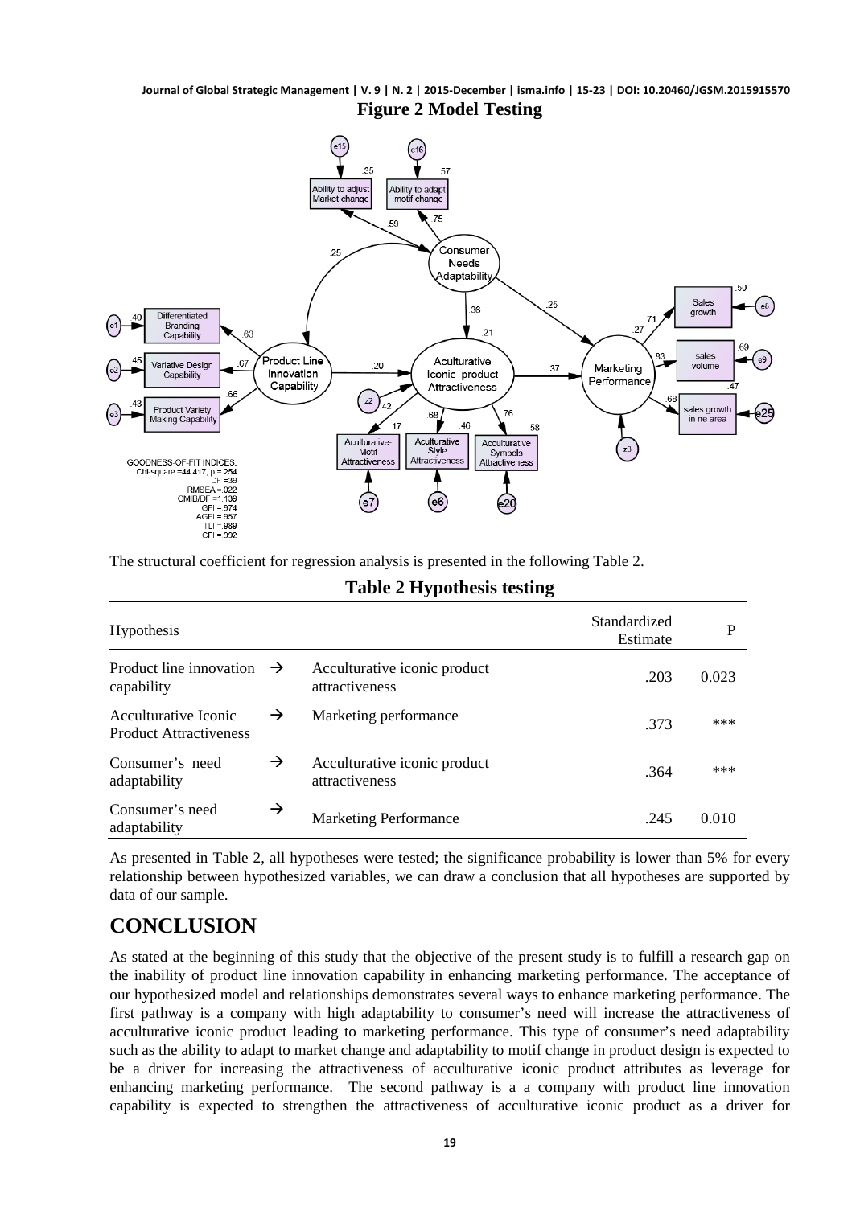**Figure 2 Model Testing**

The structural coefficient for regression analysis is presented in the following Table 2.

**Table 2 Hypothesis testing**

| Hypothesis | | | Standardized Estimate | P |
|---|---|---|---|---|
| Product line innovation capability | → | Acculturative iconic product attractiveness | .203 | 0.023 |
| Acculturative Iconic Product Attractiveness | → | Marketing performance | .373 | *** |
| Consumer's need adaptability | → | Acculturative iconic product attractiveness | .364 | *** |
| Consumer's need adaptability | → | Marketing Performance | .245 | 0.010 |

As presented in Table 2, all hypotheses were tested; the significance probability is lower than 5% for every relationship between hypothesized variables, we can draw a conclusion that all hypotheses are supported by data of our sample.

## CONCLUSION

As stated at the beginning of this study that the objective of the present study is to fulfill a research gap on the inability of product line innovation capability in enhancing marketing performance. The acceptance of our hypothesized model and relationships demonstrates several ways to enhance marketing performance. The first pathway is a company with high adaptability to consumer's need will increase the attractiveness of acculturative iconic product leading to marketing performance. This type of consumer's need adaptability such as the ability to adapt to market change and adaptability to motif change in product design is expected to be a driver for increasing the attractiveness of acculturative iconic product attributes as leverage for enhancing marketing performance. The second pathway is a a company with product line innovation capability is expected to strengthen the attractiveness of acculturative iconic product as a driver for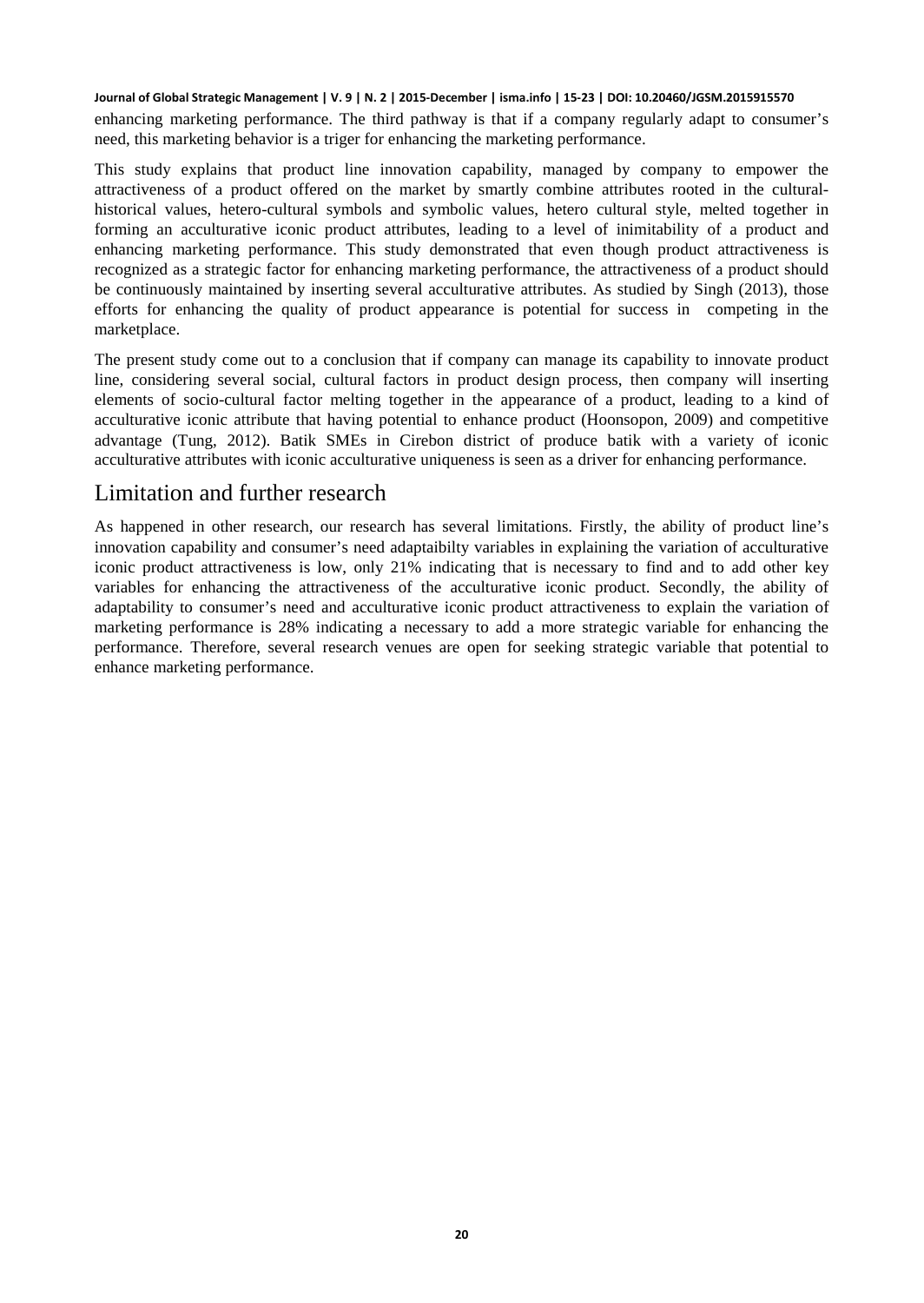enhancing marketing performance. The third pathway is that if a company regularly adapt to consumer's need, this marketing behavior is a triger for enhancing the marketing performance.

This study explains that product line innovation capability, managed by company to empower the attractiveness of a product offered on the market by smartly combine attributes rooted in the cultural-historical values, hetero-cultural symbols and symbolic values, hetero cultural style, melted together in forming an acculturative iconic product attributes, leading to a level of inimitability of a product and enhancing marketing performance. This study demonstrated that even though product attractiveness is recognized as a strategic factor for enhancing marketing performance, the attractiveness of a product should be continuously maintained by inserting several acculturative attributes. As studied by Singh (2013), those efforts for enhancing the quality of product appearance is potential for success in competing in the marketplace.

The present study come out to a conclusion that if company can manage its capability to innovate product line, considering several social, cultural factors in product design process, then company will inserting elements of socio-cultural factor melting together in the appearance of a product, leading to a kind of acculturative iconic attribute that having potential to enhance product (Hoonsopon, 2009) and competitive advantage (Tung, 2012). Batik SMEs in Cirebon district of produce batik with a variety of iconic acculturative attributes with iconic acculturative uniqueness is seen as a driver for enhancing performance.

## Limitation and further research

As happened in other research, our research has several limitations. Firstly, the ability of product line's innovation capability and consumer's need adaptaibilty variables in explaining the variation of acculturative iconic product attractiveness is low, only 21% indicating that is necessary to find and to add other key variables for enhancing the attractiveness of the acculturative iconic product. Secondly, the ability of adaptability to consumer's need and acculturative iconic product attractiveness to explain the variation of marketing performance is 28% indicating a necessary to add a more strategic variable for enhancing the performance. Therefore, several research venues are open for seeking strategic variable that potential to enhance marketing performance.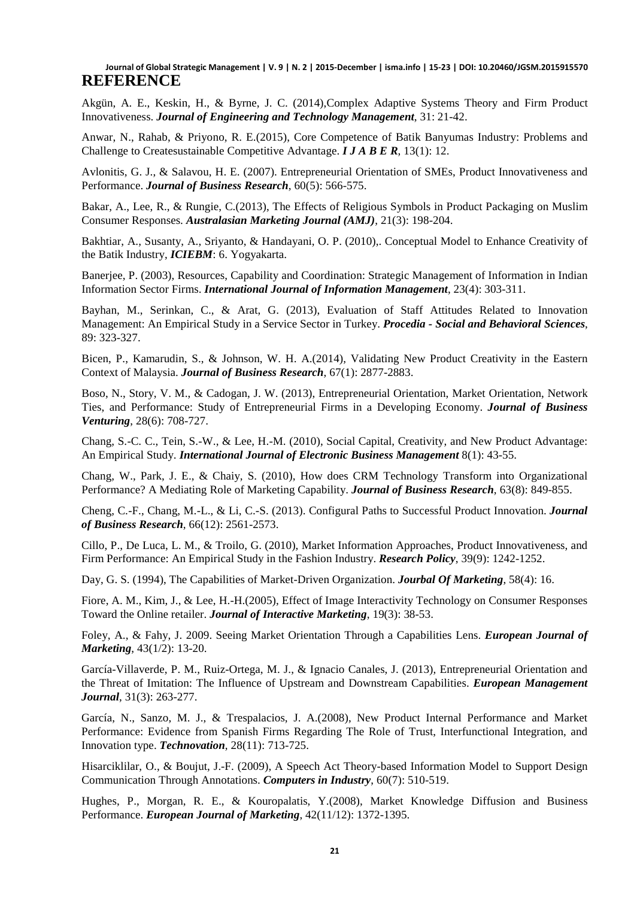# REFERENCE

Akgün, A. E., Keskin, H., & Byrne, J. C. (2014),Complex Adaptive Systems Theory and Firm Product Innovativeness. ***Journal of Engineering and Technology Management***, 31: 21-42.

Anwar, N., Rahab, & Priyono, R. E.(2015), Core Competence of Batik Banyumas Industry: Problems and Challenge to Createsustainable Competitive Advantage. ***I J A B E R***, 13(1): 12.

Avlonitis, G. J., & Salavou, H. E. (2007). Entrepreneurial Orientation of SMEs, Product Innovativeness and Performance. ***Journal of Business Research***, 60(5): 566-575.

Bakar, A., Lee, R., & Rungie, C.(2013), The Effects of Religious Symbols in Product Packaging on Muslim Consumer Responses. ***Australasian Marketing Journal (AMJ)***, 21(3): 198-204.

Bakhtiar, A., Susanty, A., Sriyanto, & Handayani, O. P. (2010),. Conceptual Model to Enhance Creativity of the Batik Industry, ***ICIEBM***: 6. Yogyakarta.

Banerjee, P. (2003), Resources, Capability and Coordination: Strategic Management of Information in Indian Information Sector Firms. ***International Journal of Information Management***, 23(4): 303-311.

Bayhan, M., Serinkan, C., & Arat, G. (2013), Evaluation of Staff Attitudes Related to Innovation Management: An Empirical Study in a Service Sector in Turkey. ***Procedia - Social and Behavioral Sciences***, 89: 323-327.

Bicen, P., Kamarudin, S., & Johnson, W. H. A.(2014), Validating New Product Creativity in the Eastern Context of Malaysia. ***Journal of Business Research***, 67(1): 2877-2883.

Boso, N., Story, V. M., & Cadogan, J. W. (2013), Entrepreneurial Orientation, Market Orientation, Network Ties, and Performance: Study of Entrepreneurial Firms in a Developing Economy. ***Journal of Business Venturing***, 28(6): 708-727.

Chang, S.-C. C., Tein, S.-W., & Lee, H.-M. (2010), Social Capital, Creativity, and New Product Advantage: An Empirical Study. ***International Journal of Electronic Business Management*** 8(1): 43-55.

Chang, W., Park, J. E., & Chaiy, S. (2010), How does CRM Technology Transform into Organizational Performance? A Mediating Role of Marketing Capability. ***Journal of Business Research***, 63(8): 849-855.

Cheng, C.-F., Chang, M.-L., & Li, C.-S. (2013). Configural Paths to Successful Product Innovation. ***Journal of Business Research***, 66(12): 2561-2573.

Cillo, P., De Luca, L. M., & Troilo, G. (2010), Market Information Approaches, Product Innovativeness, and Firm Performance: An Empirical Study in the Fashion Industry. ***Research Policy***, 39(9): 1242-1252.

Day, G. S. (1994), The Capabilities of Market-Driven Organization. ***Jourbal Of Marketing***, 58(4): 16.

Fiore, A. M., Kim, J., & Lee, H.-H.(2005), Effect of Image Interactivity Technology on Consumer Responses Toward the Online retailer. ***Journal of Interactive Marketing***, 19(3): 38-53.

Foley, A., & Fahy, J. 2009. Seeing Market Orientation Through a Capabilities Lens. ***European Journal of Marketing***, 43(1/2): 13-20.

García-Villaverde, P. M., Ruiz-Ortega, M. J., & Ignacio Canales, J. (2013), Entrepreneurial Orientation and the Threat of Imitation: The Influence of Upstream and Downstream Capabilities. ***European Management Journal***, 31(3): 263-277.

García, N., Sanzo, M. J., & Trespalacios, J. A.(2008), New Product Internal Performance and Market Performance: Evidence from Spanish Firms Regarding The Role of Trust, Interfunctional Integration, and Innovation type. ***Technovation***, 28(11): 713-725.

Hisarciklilar, O., & Boujut, J.-F. (2009), A Speech Act Theory-based Information Model to Support Design Communication Through Annotations. ***Computers in Industry***, 60(7): 510-519.

Hughes, P., Morgan, R. E., & Kouropalatis, Y.(2008), Market Knowledge Diffusion and Business Performance. ***European Journal of Marketing***, 42(11/12): 1372-1395.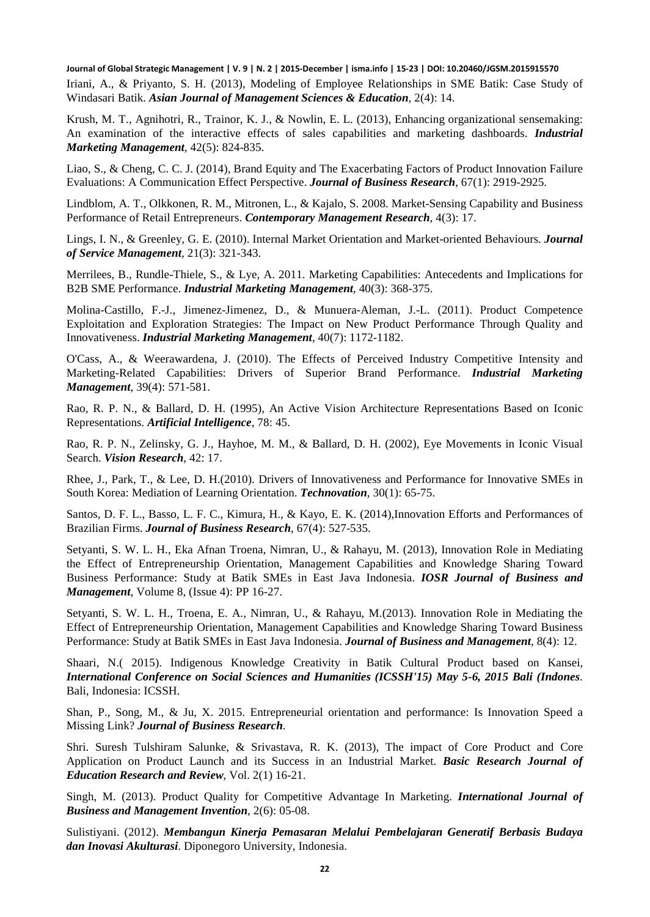Iriani, A., & Priyanto, S. H. (2013), Modeling of Employee Relationships in SME Batik: Case Study of Windasari Batik. ***Asian Journal of Management Sciences & Education***, 2(4): 14.

Krush, M. T., Agnihotri, R., Trainor, K. J., & Nowlin, E. L. (2013), Enhancing organizational sensemaking: An examination of the interactive effects of sales capabilities and marketing dashboards. ***Industrial Marketing Management***, 42(5): 824-835.

Liao, S., & Cheng, C. C. J. (2014), Brand Equity and The Exacerbating Factors of Product Innovation Failure Evaluations: A Communication Effect Perspective. ***Journal of Business Research***, 67(1): 2919-2925.

Lindblom, A. T., Olkkonen, R. M., Mitronen, L., & Kajalo, S. 2008. Market-Sensing Capability and Business Performance of Retail Entrepreneurs. ***Contemporary Management Research***, 4(3): 17.

Lings, I. N., & Greenley, G. E. (2010). Internal Market Orientation and Market-oriented Behaviours. ***Journal of Service Management***, 21(3): 321-343.

Merrilees, B., Rundle-Thiele, S., & Lye, A. 2011. Marketing Capabilities: Antecedents and Implications for B2B SME Performance. ***Industrial Marketing Management***, 40(3): 368-375.

Molina-Castillo, F.-J., Jimenez-Jimenez, D., & Munuera-Aleman, J.-L. (2011). Product Competence Exploitation and Exploration Strategies: The Impact on New Product Performance Through Quality and Innovativeness. ***Industrial Marketing Management***, 40(7): 1172-1182.

O'Cass, A., & Weerawardena, J. (2010). The Effects of Perceived Industry Competitive Intensity and Marketing-Related Capabilities: Drivers of Superior Brand Performance. ***Industrial Marketing Management***, 39(4): 571-581.

Rao, R. P. N., & Ballard, D. H. (1995), An Active Vision Architecture Representations Based on Iconic Representations. ***Artificial Intelligence***, 78: 45.

Rao, R. P. N., Zelinsky, G. J., Hayhoe, M. M., & Ballard, D. H. (2002), Eye Movements in Iconic Visual Search. ***Vision Research***, 42: 17.

Rhee, J., Park, T., & Lee, D. H.(2010). Drivers of Innovativeness and Performance for Innovative SMEs in South Korea: Mediation of Learning Orientation. ***Technovation***, 30(1): 65-75.

Santos, D. F. L., Basso, L. F. C., Kimura, H., & Kayo, E. K. (2014),Innovation Efforts and Performances of Brazilian Firms. ***Journal of Business Research***, 67(4): 527-535.

Setyanti, S. W. L. H., Eka Afnan Troena, Nimran, U., & Rahayu, M. (2013), Innovation Role in Mediating the Effect of Entrepreneurship Orientation, Management Capabilities and Knowledge Sharing Toward Business Performance: Study at Batik SMEs in East Java Indonesia. ***IOSR Journal of Business and Management***, Volume 8, (Issue 4): PP 16-27.

Setyanti, S. W. L. H., Troena, E. A., Nimran, U., & Rahayu, M.(2013). Innovation Role in Mediating the Effect of Entrepreneurship Orientation, Management Capabilities and Knowledge Sharing Toward Business Performance: Study at Batik SMEs in East Java Indonesia. ***Journal of Business and Management***, 8(4): 12.

Shaari, N.( 2015). Indigenous Knowledge Creativity in Batik Cultural Product based on Kansei, ***International Conference on Social Sciences and Humanities (ICSSH'15) May 5-6, 2015 Bali (Indones***. Bali, Indonesia: ICSSH.

Shan, P., Song, M., & Ju, X. 2015. Entrepreneurial orientation and performance: Is Innovation Speed a Missing Link? ***Journal of Business Research***.

Shri. Suresh Tulshiram Salunke, & Srivastava, R. K. (2013), The impact of Core Product and Core Application on Product Launch and its Success in an Industrial Market. ***Basic Research Journal of Education Research and Review***, Vol. 2(1) 16-21.

Singh, M. (2013). Product Quality for Competitive Advantage In Marketing. ***International Journal of Business and Management Invention***, 2(6): 05-08.

Sulistiyani. (2012). ***Membangun Kinerja Pemasaran Melalui Pembelajaran Generatif Berbasis Budaya dan Inovasi Akulturasi***. Diponegoro University, Indonesia.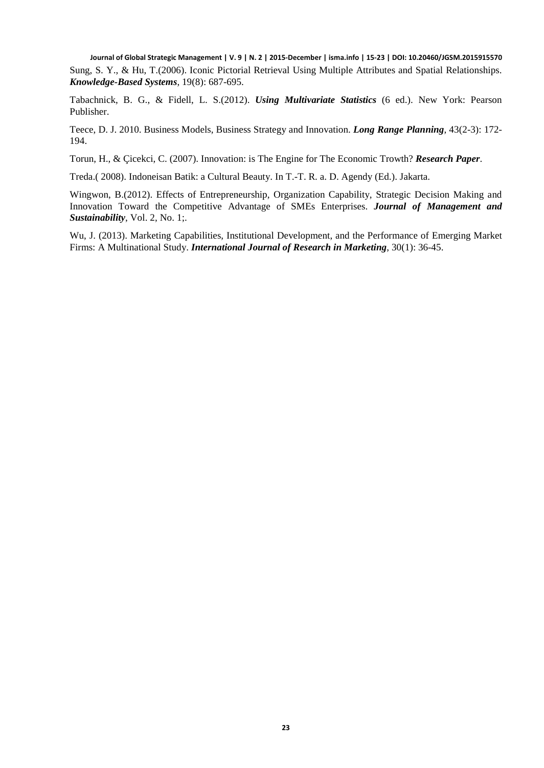Sung, S. Y., & Hu, T.(2006). Iconic Pictorial Retrieval Using Multiple Attributes and Spatial Relationships. ***Knowledge-Based Systems***, 19(8): 687-695.

Tabachnick, B. G., & Fidell, L. S.(2012). ***Using Multivariate Statistics*** (6 ed.). New York: Pearson Publisher.

Teece, D. J. 2010. Business Models, Business Strategy and Innovation. ***Long Range Planning***, 43(2-3): 172-194.

Torun, H., & Çicekci, C. (2007). Innovation: is The Engine for The Economic Trowth? ***Research Paper***.

Treda.( 2008). Indoneisan Batik: a Cultural Beauty. In T.-T. R. a. D. Agendy (Ed.). Jakarta.

Wingwon, B.(2012). Effects of Entrepreneurship, Organization Capability, Strategic Decision Making and Innovation Toward the Competitive Advantage of SMEs Enterprises. ***Journal of Management and Sustainability***, Vol. 2, No. 1;.

Wu, J. (2013). Marketing Capabilities, Institutional Development, and the Performance of Emerging Market Firms: A Multinational Study. ***International Journal of Research in Marketing***, 30(1): 36-45.